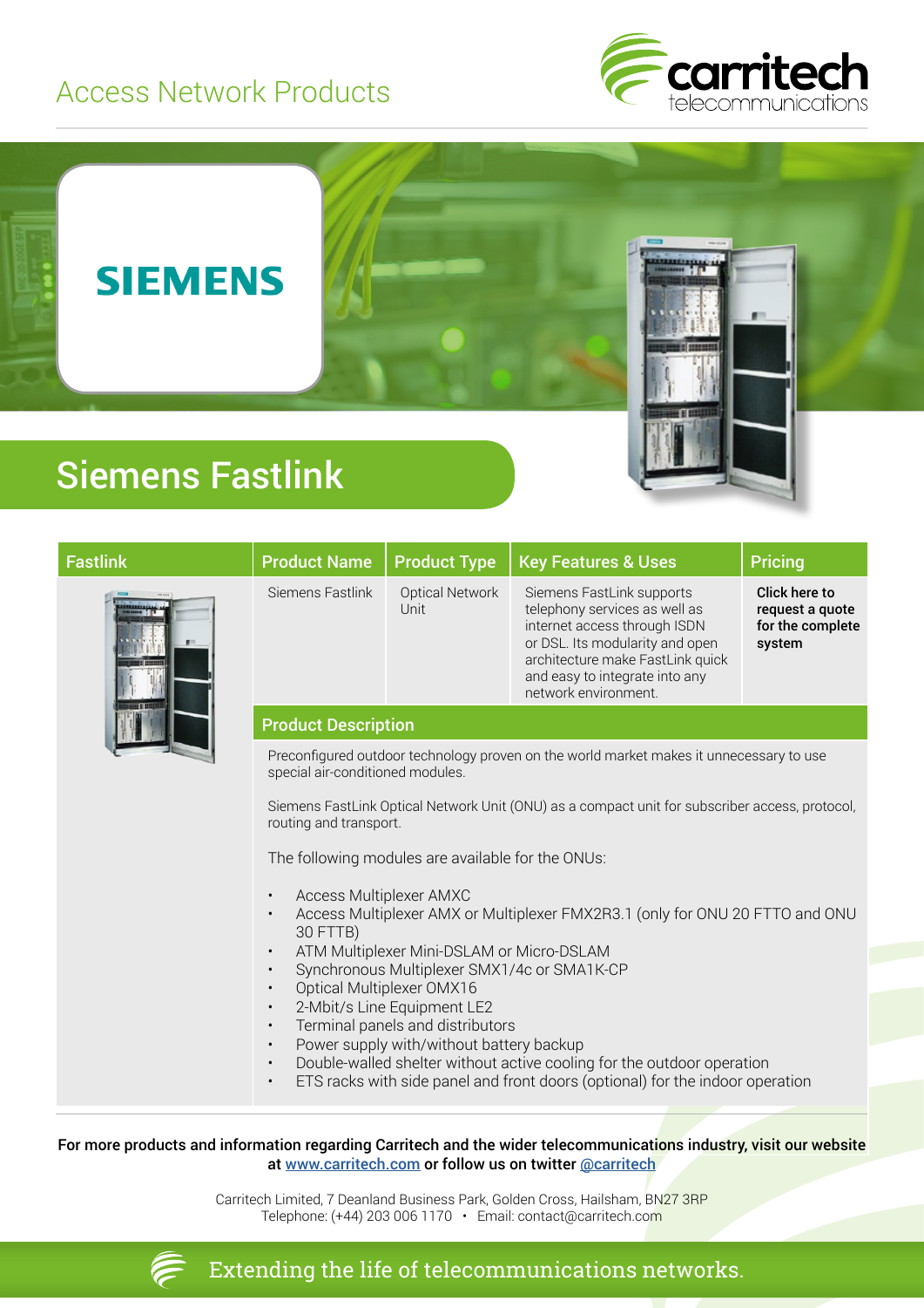Access Network Products

carritech telecommunications

SIEMENS

# Siemens Fastlink

| Fastlink | Product Name | Product Type | Key Features & Uses | Pricing |
|---|---|---|---|---|
| | Siemens Fastlink | Optical Network Unit | Siemens FastLink supports telephony services as well as internet access through ISDN or DSL. Its modularity and open architecture make FastLink quick and easy to integrate into any network environment. | **Click here to request a quote for the complete system** |

## Product Description

Preconfigured outdoor technology proven on the world market makes it unnecessary to use special air-conditioned modules.

Siemens FastLink Optical Network Unit (ONU) as a compact unit for subscriber access, protocol, routing and transport.

The following modules are available for the ONUs:

- Access Multiplexer AMXC
- Access Multiplexer AMX or Multiplexer FMX2R3.1 (only for ONU 20 FTTO and ONU 30 FTTB)
- ATM Multiplexer Mini-DSLAM or Micro-DSLAM
- Synchronous Multiplexer SMX1/4c or SMA1K-CP
- Optical Multiplexer OMX16
- 2-Mbit/s Line Equipment LE2
- Terminal panels and distributors
- Power supply with/without battery backup
- Double-walled shelter without active cooling for the outdoor operation
- ETS racks with side panel and front doors (optional) for the indoor operation

**For more products and information regarding Carritech and the wider telecommunications industry, visit our website at www.carritech.com or follow us on twitter @carritech**

Carritech Limited, 7 Deanland Business Park, Golden Cross, Hailsham, BN27 3RP
Telephone: (+44) 203 006 1170 • Email: contact@carritech.com

Extending the life of telecommunications networks.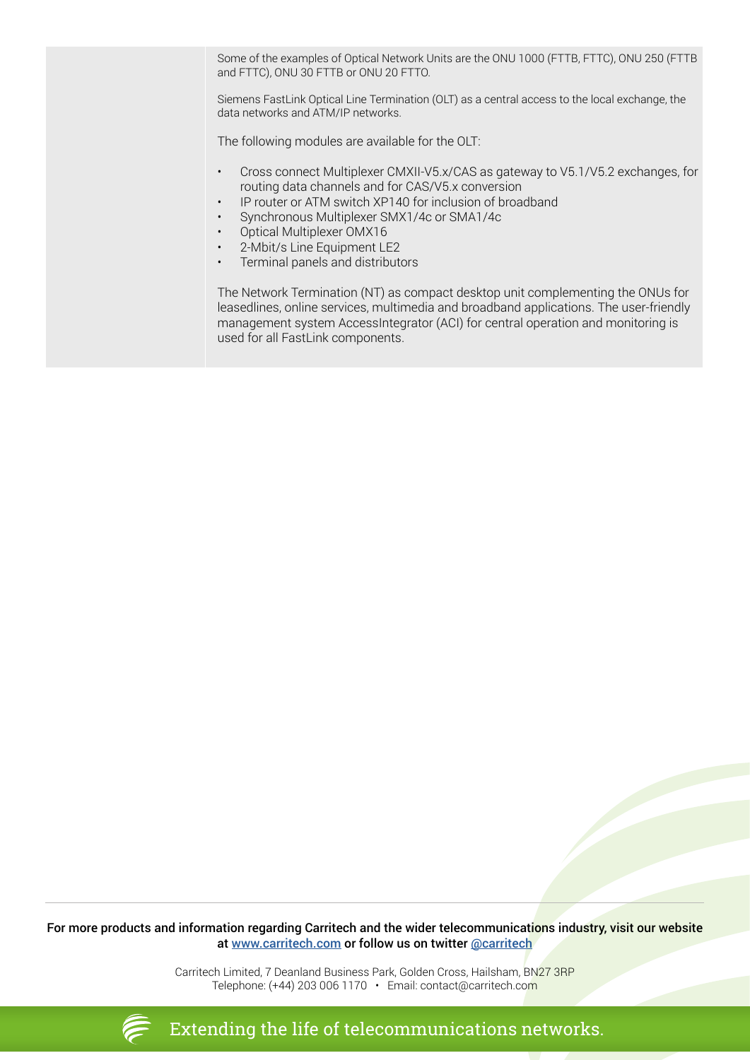Some of the examples of Optical Network Units are the ONU 1000 (FTTB, FTTC), ONU 250 (FTTB and FTTC), ONU 30 FTTB or ONU 20 FTTO.

Siemens FastLink Optical Line Termination (OLT) as a central access to the local exchange, the data networks and ATM/IP networks.

The following modules are available for the OLT:

- Cross connect Multiplexer CMXII-V5.x/CAS as gateway to V5.1/V5.2 exchanges, for routing data channels and for CAS/V5.x conversion
- IP router or ATM switch XP140 for inclusion of broadband
- Synchronous Multiplexer SMX1/4c or SMA1/4c
- Optical Multiplexer OMX16
- 2-Mbit/s Line Equipment LE2
- Terminal panels and distributors

The Network Termination (NT) as compact desktop unit complementing the ONUs for leasedlines, online services, multimedia and broadband applications. The user-friendly management system AccessIntegrator (ACI) for central operation and monitoring is used for all FastLink components.

**For more products and information regarding Carritech and the wider telecommunications industry, visit our website at [www.carritech.com](www.carritech.com) or follow us on twitter [@carritech](@carritech)**

Carritech Limited, 7 Deanland Business Park, Golden Cross, Hailsham, BN27 3RP
Telephone: (+44) 203 006 1170 • Email: contact@carritech.com

Extending the life of telecommunications networks.